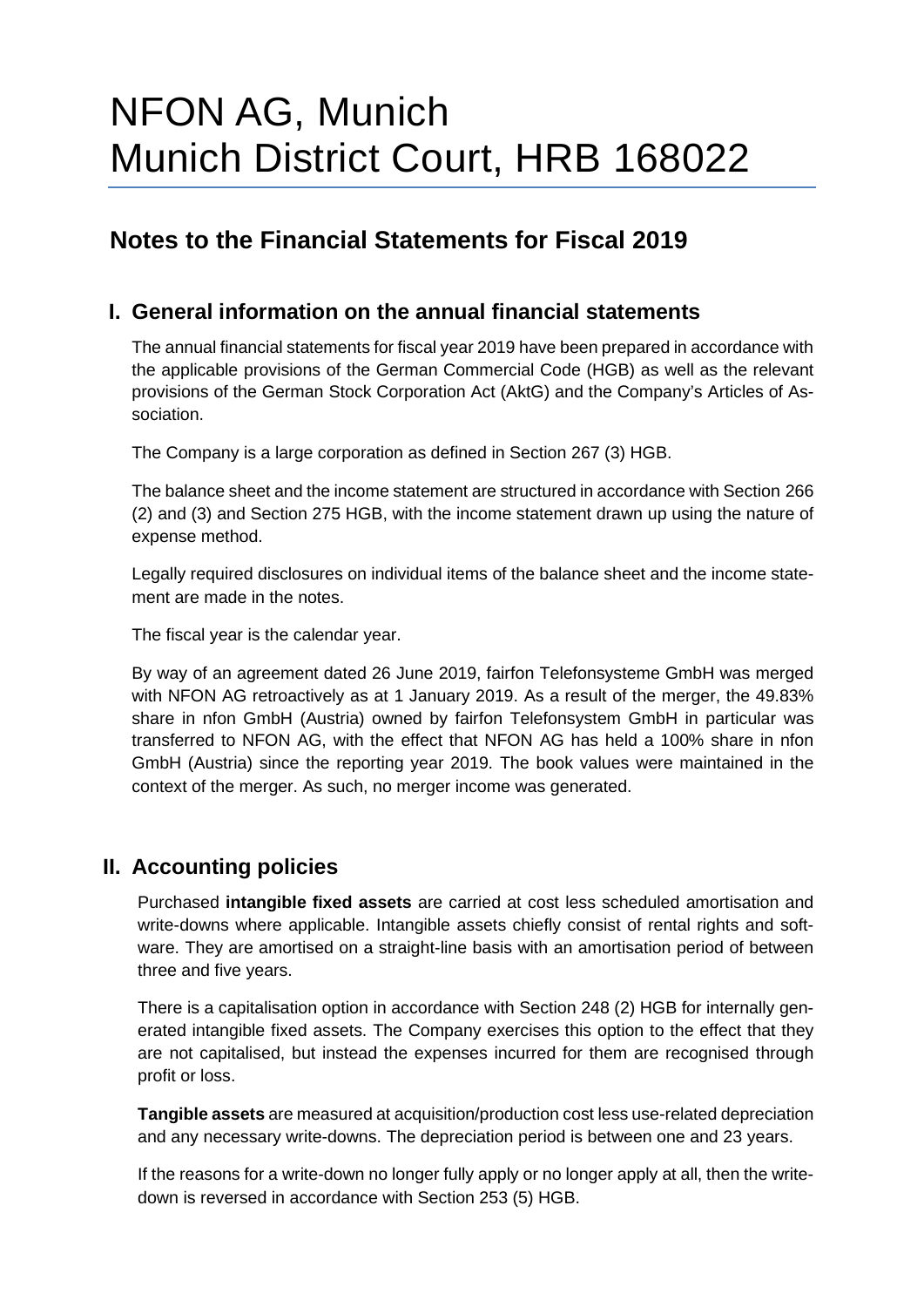# NFON AG, Munich
# Munich District Court, HRB 168022

## Notes to the Financial Statements for Fiscal 2019

### I. General information on the annual financial statements

The annual financial statements for fiscal year 2019 have been prepared in accordance with the applicable provisions of the German Commercial Code (HGB) as well as the relevant provisions of the German Stock Corporation Act (AktG) and the Company's Articles of Association.

The Company is a large corporation as defined in Section 267 (3) HGB.

The balance sheet and the income statement are structured in accordance with Section 266 (2) and (3) and Section 275 HGB, with the income statement drawn up using the nature of expense method.

Legally required disclosures on individual items of the balance sheet and the income statement are made in the notes.

The fiscal year is the calendar year.

By way of an agreement dated 26 June 2019, fairfon Telefonsysteme GmbH was merged with NFON AG retroactively as at 1 January 2019. As a result of the merger, the 49.83% share in nfon GmbH (Austria) owned by fairfon Telefonsystem GmbH in particular was transferred to NFON AG, with the effect that NFON AG has held a 100% share in nfon GmbH (Austria) since the reporting year 2019. The book values were maintained in the context of the merger. As such, no merger income was generated.

### II. Accounting policies

Purchased **intangible fixed assets** are carried at cost less scheduled amortisation and write-downs where applicable. Intangible assets chiefly consist of rental rights and software. They are amortised on a straight-line basis with an amortisation period of between three and five years.

There is a capitalisation option in accordance with Section 248 (2) HGB for internally generated intangible fixed assets. The Company exercises this option to the effect that they are not capitalised, but instead the expenses incurred for them are recognised through profit or loss.

**Tangible assets** are measured at acquisition/production cost less use-related depreciation and any necessary write-downs. The depreciation period is between one and 23 years.

If the reasons for a write-down no longer fully apply or no longer apply at all, then the write-down is reversed in accordance with Section 253 (5) HGB.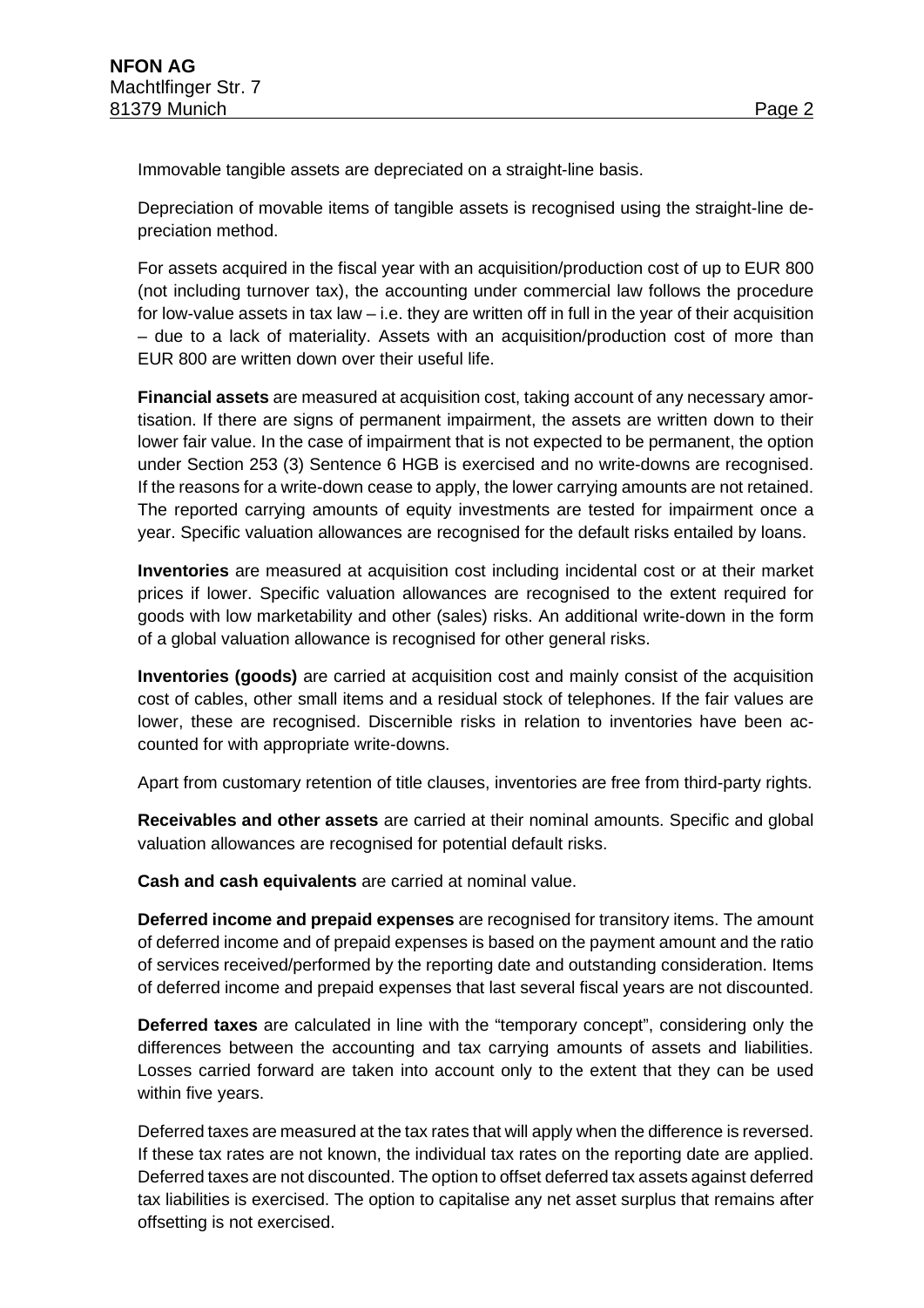Immovable tangible assets are depreciated on a straight-line basis.

Depreciation of movable items of tangible assets is recognised using the straight-line depreciation method.

For assets acquired in the fiscal year with an acquisition/production cost of up to EUR 800 (not including turnover tax), the accounting under commercial law follows the procedure for low-value assets in tax law – i.e. they are written off in full in the year of their acquisition – due to a lack of materiality. Assets with an acquisition/production cost of more than EUR 800 are written down over their useful life.

**Financial assets** are measured at acquisition cost, taking account of any necessary amortisation. If there are signs of permanent impairment, the assets are written down to their lower fair value. In the case of impairment that is not expected to be permanent, the option under Section 253 (3) Sentence 6 HGB is exercised and no write-downs are recognised. If the reasons for a write-down cease to apply, the lower carrying amounts are not retained. The reported carrying amounts of equity investments are tested for impairment once a year. Specific valuation allowances are recognised for the default risks entailed by loans.

**Inventories** are measured at acquisition cost including incidental cost or at their market prices if lower. Specific valuation allowances are recognised to the extent required for goods with low marketability and other (sales) risks. An additional write-down in the form of a global valuation allowance is recognised for other general risks.

**Inventories (goods)** are carried at acquisition cost and mainly consist of the acquisition cost of cables, other small items and a residual stock of telephones. If the fair values are lower, these are recognised. Discernible risks in relation to inventories have been accounted for with appropriate write-downs.

Apart from customary retention of title clauses, inventories are free from third-party rights.

**Receivables and other assets** are carried at their nominal amounts. Specific and global valuation allowances are recognised for potential default risks.

**Cash and cash equivalents** are carried at nominal value.

**Deferred income and prepaid expenses** are recognised for transitory items. The amount of deferred income and of prepaid expenses is based on the payment amount and the ratio of services received/performed by the reporting date and outstanding consideration. Items of deferred income and prepaid expenses that last several fiscal years are not discounted.

**Deferred taxes** are calculated in line with the "temporary concept", considering only the differences between the accounting and tax carrying amounts of assets and liabilities. Losses carried forward are taken into account only to the extent that they can be used within five years.

Deferred taxes are measured at the tax rates that will apply when the difference is reversed. If these tax rates are not known, the individual tax rates on the reporting date are applied. Deferred taxes are not discounted. The option to offset deferred tax assets against deferred tax liabilities is exercised. The option to capitalise any net asset surplus that remains after offsetting is not exercised.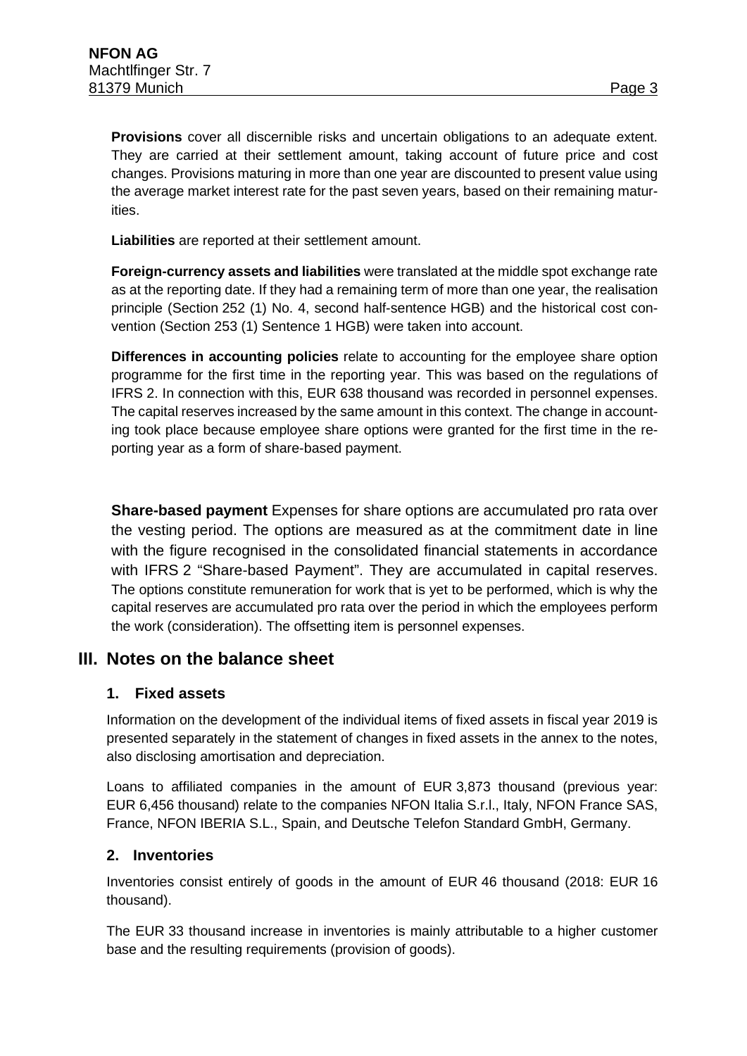**Provisions** cover all discernible risks and uncertain obligations to an adequate extent. They are carried at their settlement amount, taking account of future price and cost changes. Provisions maturing in more than one year are discounted to present value using the average market interest rate for the past seven years, based on their remaining maturities.

**Liabilities** are reported at their settlement amount.

**Foreign-currency assets and liabilities** were translated at the middle spot exchange rate as at the reporting date. If they had a remaining term of more than one year, the realisation principle (Section 252 (1) No. 4, second half-sentence HGB) and the historical cost convention (Section 253 (1) Sentence 1 HGB) were taken into account.

**Differences in accounting policies** relate to accounting for the employee share option programme for the first time in the reporting year. This was based on the regulations of IFRS 2. In connection with this, EUR 638 thousand was recorded in personnel expenses. The capital reserves increased by the same amount in this context. The change in accounting took place because employee share options were granted for the first time in the reporting year as a form of share-based payment.

**Share-based payment** Expenses for share options are accumulated pro rata over the vesting period. The options are measured as at the commitment date in line with the figure recognised in the consolidated financial statements in accordance with IFRS 2 "Share-based Payment". They are accumulated in capital reserves. The options constitute remuneration for work that is yet to be performed, which is why the capital reserves are accumulated pro rata over the period in which the employees perform the work (consideration). The offsetting item is personnel expenses.

## III. Notes on the balance sheet

### 1. Fixed assets

Information on the development of the individual items of fixed assets in fiscal year 2019 is presented separately in the statement of changes in fixed assets in the annex to the notes, also disclosing amortisation and depreciation.

Loans to affiliated companies in the amount of EUR 3,873 thousand (previous year: EUR 6,456 thousand) relate to the companies NFON Italia S.r.l., Italy, NFON France SAS, France, NFON IBERIA S.L., Spain, and Deutsche Telefon Standard GmbH, Germany.

### 2. Inventories

Inventories consist entirely of goods in the amount of EUR 46 thousand (2018: EUR 16 thousand).

The EUR 33 thousand increase in inventories is mainly attributable to a higher customer base and the resulting requirements (provision of goods).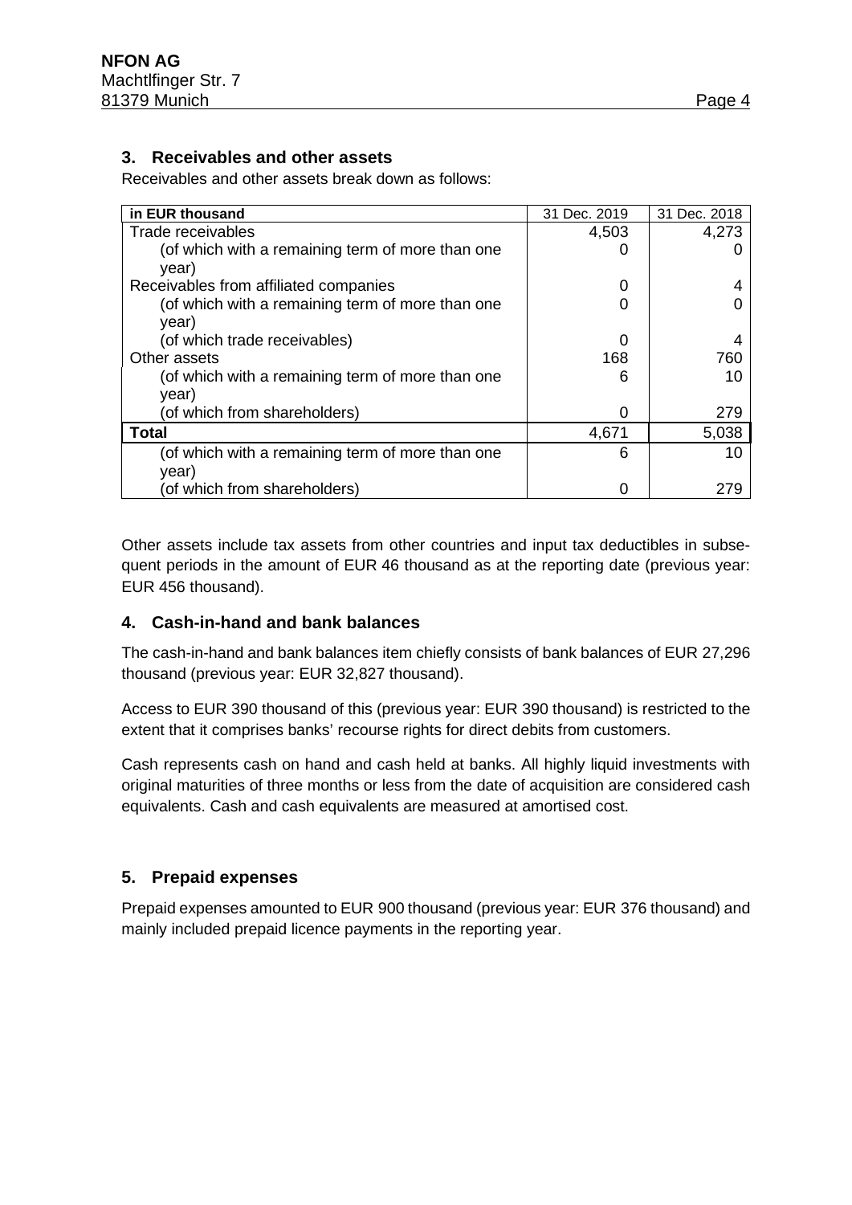## 3. Receivables and other assets

Receivables and other assets break down as follows:

| in EUR thousand | 31 Dec. 2019 | 31 Dec. 2018 |
|---|---|---|
| Trade receivables | 4,503 | 4,273 |
| (of which with a remaining term of more than one year) | 0 | 0 |
| Receivables from affiliated companies | 0 | 4 |
| (of which with a remaining term of more than one year) | 0 | 0 |
| (of which trade receivables) | 0 | 4 |
| Other assets | 168 | 760 |
| (of which with a remaining term of more than one year) | 6 | 10 |
| (of which from shareholders) | 0 | 279 |
| **Total** | 4,671 | 5,038 |
| (of which with a remaining term of more than one year) | 6 | 10 |
| (of which from shareholders) | 0 | 279 |

Other assets include tax assets from other countries and input tax deductibles in subsequent periods in the amount of EUR 46 thousand as at the reporting date (previous year: EUR 456 thousand).

## 4. Cash-in-hand and bank balances

The cash-in-hand and bank balances item chiefly consists of bank balances of EUR 27,296 thousand (previous year: EUR 32,827 thousand).

Access to EUR 390 thousand of this (previous year: EUR 390 thousand) is restricted to the extent that it comprises banks' recourse rights for direct debits from customers.

Cash represents cash on hand and cash held at banks. All highly liquid investments with original maturities of three months or less from the date of acquisition are considered cash equivalents. Cash and cash equivalents are measured at amortised cost.

## 5. Prepaid expenses

Prepaid expenses amounted to EUR 900 thousand (previous year: EUR 376 thousand) and mainly included prepaid licence payments in the reporting year.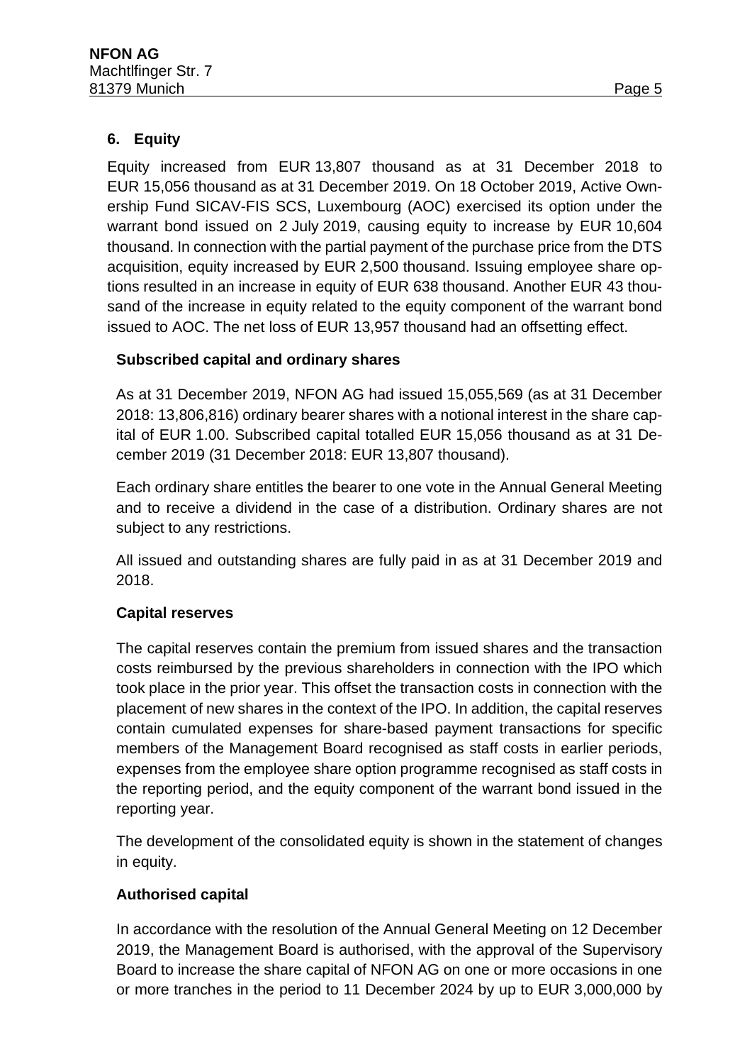## 6. Equity

Equity increased from EUR 13,807 thousand as at 31 December 2018 to EUR 15,056 thousand as at 31 December 2019. On 18 October 2019, Active Ownership Fund SICAV-FIS SCS, Luxembourg (AOC) exercised its option under the warrant bond issued on 2 July 2019, causing equity to increase by EUR 10,604 thousand. In connection with the partial payment of the purchase price from the DTS acquisition, equity increased by EUR 2,500 thousand. Issuing employee share options resulted in an increase in equity of EUR 638 thousand. Another EUR 43 thousand of the increase in equity related to the equity component of the warrant bond issued to AOC. The net loss of EUR 13,957 thousand had an offsetting effect.

### Subscribed capital and ordinary shares

As at 31 December 2019, NFON AG had issued 15,055,569 (as at 31 December 2018: 13,806,816) ordinary bearer shares with a notional interest in the share capital of EUR 1.00. Subscribed capital totalled EUR 15,056 thousand as at 31 December 2019 (31 December 2018: EUR 13,807 thousand).

Each ordinary share entitles the bearer to one vote in the Annual General Meeting and to receive a dividend in the case of a distribution. Ordinary shares are not subject to any restrictions.

All issued and outstanding shares are fully paid in as at 31 December 2019 and 2018.

### Capital reserves

The capital reserves contain the premium from issued shares and the transaction costs reimbursed by the previous shareholders in connection with the IPO which took place in the prior year. This offset the transaction costs in connection with the placement of new shares in the context of the IPO. In addition, the capital reserves contain cumulated expenses for share-based payment transactions for specific members of the Management Board recognised as staff costs in earlier periods, expenses from the employee share option programme recognised as staff costs in the reporting period, and the equity component of the warrant bond issued in the reporting year.

The development of the consolidated equity is shown in the statement of changes in equity.

### Authorised capital

In accordance with the resolution of the Annual General Meeting on 12 December 2019, the Management Board is authorised, with the approval of the Supervisory Board to increase the share capital of NFON AG on one or more occasions in one or more tranches in the period to 11 December 2024 by up to EUR 3,000,000 by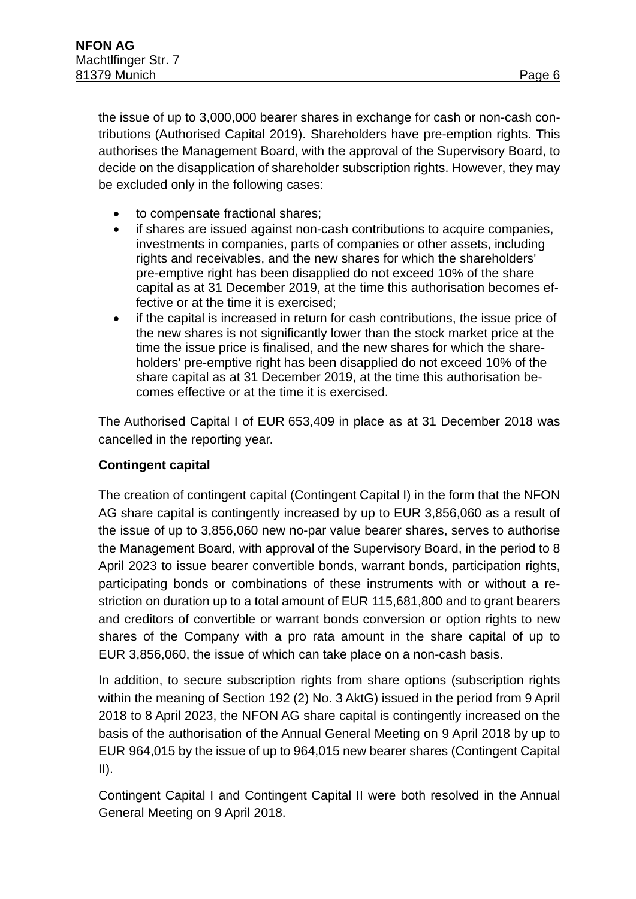the issue of up to 3,000,000 bearer shares in exchange for cash or non-cash contributions (Authorised Capital 2019). Shareholders have pre-emption rights. This authorises the Management Board, with the approval of the Supervisory Board, to decide on the disapplication of shareholder subscription rights. However, they may be excluded only in the following cases:

- to compensate fractional shares;
- if shares are issued against non-cash contributions to acquire companies, investments in companies, parts of companies or other assets, including rights and receivables, and the new shares for which the shareholders' pre-emptive right has been disapplied do not exceed 10% of the share capital as at 31 December 2019, at the time this authorisation becomes effective or at the time it is exercised;
- if the capital is increased in return for cash contributions, the issue price of the new shares is not significantly lower than the stock market price at the time the issue price is finalised, and the new shares for which the shareholders' pre-emptive right has been disapplied do not exceed 10% of the share capital as at 31 December 2019, at the time this authorisation becomes effective or at the time it is exercised.

The Authorised Capital I of EUR 653,409 in place as at 31 December 2018 was cancelled in the reporting year.

**Contingent capital**

The creation of contingent capital (Contingent Capital I) in the form that the NFON AG share capital is contingently increased by up to EUR 3,856,060 as a result of the issue of up to 3,856,060 new no-par value bearer shares, serves to authorise the Management Board, with approval of the Supervisory Board, in the period to 8 April 2023 to issue bearer convertible bonds, warrant bonds, participation rights, participating bonds or combinations of these instruments with or without a restriction on duration up to a total amount of EUR 115,681,800 and to grant bearers and creditors of convertible or warrant bonds conversion or option rights to new shares of the Company with a pro rata amount in the share capital of up to EUR 3,856,060, the issue of which can take place on a non-cash basis.

In addition, to secure subscription rights from share options (subscription rights within the meaning of Section 192 (2) No. 3 AktG) issued in the period from 9 April 2018 to 8 April 2023, the NFON AG share capital is contingently increased on the basis of the authorisation of the Annual General Meeting on 9 April 2018 by up to EUR 964,015 by the issue of up to 964,015 new bearer shares (Contingent Capital II).

Contingent Capital I and Contingent Capital II were both resolved in the Annual General Meeting on 9 April 2018.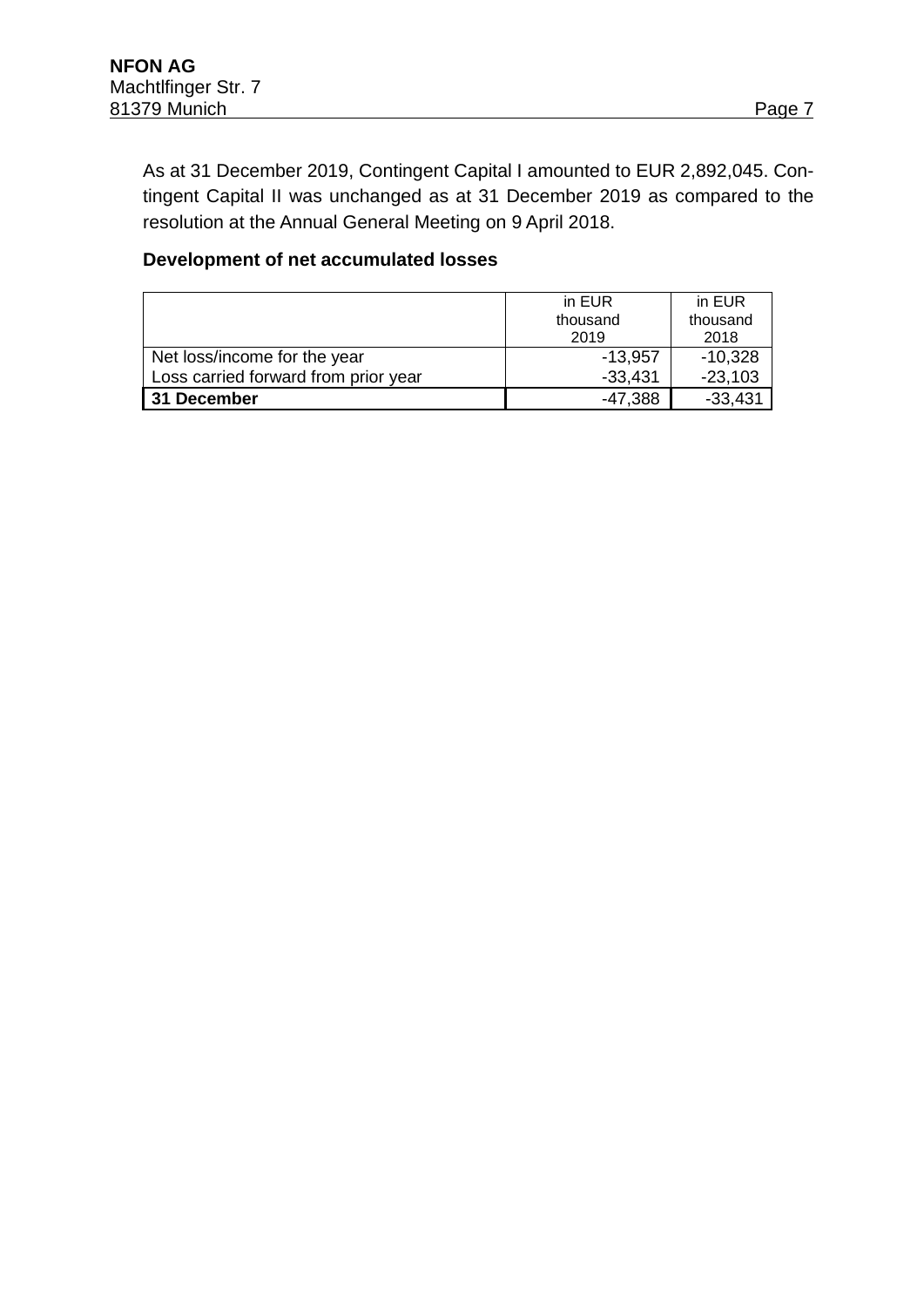As at 31 December 2019, Contingent Capital I amounted to EUR 2,892,045. Contingent Capital II was unchanged as at 31 December 2019 as compared to the resolution at the Annual General Meeting on 9 April 2018.

### Development of net accumulated losses

| | in EUR thousand 2019 | in EUR thousand 2018 |
|---|---|---|
| Net loss/income for the year | -13,957 | -10,328 |
| Loss carried forward from prior year | -33,431 | -23,103 |
| **31 December** | -47,388 | -33,431 |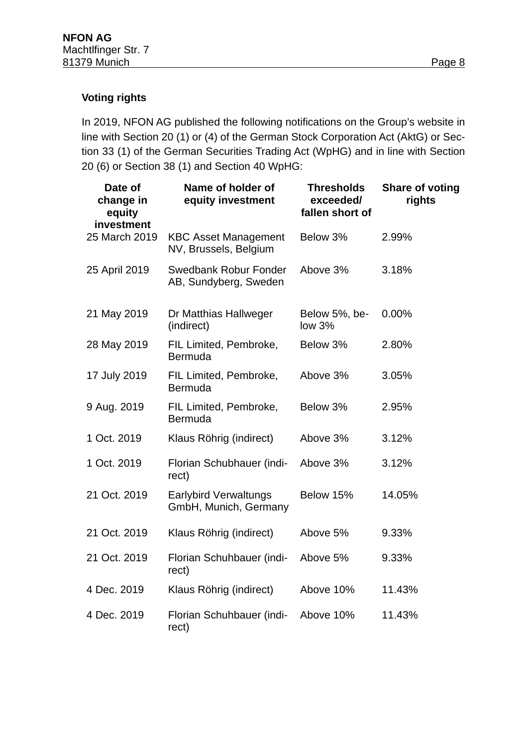### Voting rights

In 2019, NFON AG published the following notifications on the Group's website in line with Section 20 (1) or (4) of the German Stock Corporation Act (AktG) or Section 33 (1) of the German Securities Trading Act (WpHG) and in line with Section 20 (6) or Section 38 (1) and Section 40 WpHG:

| Date of change in equity investment | Name of holder of equity investment | Thresholds exceeded/ fallen short of | Share of voting rights |
|---|---|---|---|
| 25 March 2019 | KBC Asset Management NV, Brussels, Belgium | Below 3% | 2.99% |
| 25 April 2019 | Swedbank Robur Fonder AB, Sundyberg, Sweden | Above 3% | 3.18% |
| 21 May 2019 | Dr Matthias Hallweger (indirect) | Below 5%, below 3% | 0.00% |
| 28 May 2019 | FIL Limited, Pembroke, Bermuda | Below 3% | 2.80% |
| 17 July 2019 | FIL Limited, Pembroke, Bermuda | Above 3% | 3.05% |
| 9 Aug. 2019 | FIL Limited, Pembroke, Bermuda | Below 3% | 2.95% |
| 1 Oct. 2019 | Klaus Röhrig (indirect) | Above 3% | 3.12% |
| 1 Oct. 2019 | Florian Schubhauer (indirect) | Above 3% | 3.12% |
| 21 Oct. 2019 | Earlybird Verwaltungs GmbH, Munich, Germany | Below 15% | 14.05% |
| 21 Oct. 2019 | Klaus Röhrig (indirect) | Above 5% | 9.33% |
| 21 Oct. 2019 | Florian Schuhbauer (indirect) | Above 5% | 9.33% |
| 4 Dec. 2019 | Klaus Röhrig (indirect) | Above 10% | 11.43% |
| 4 Dec. 2019 | Florian Schuhbauer (indirect) | Above 10% | 11.43% |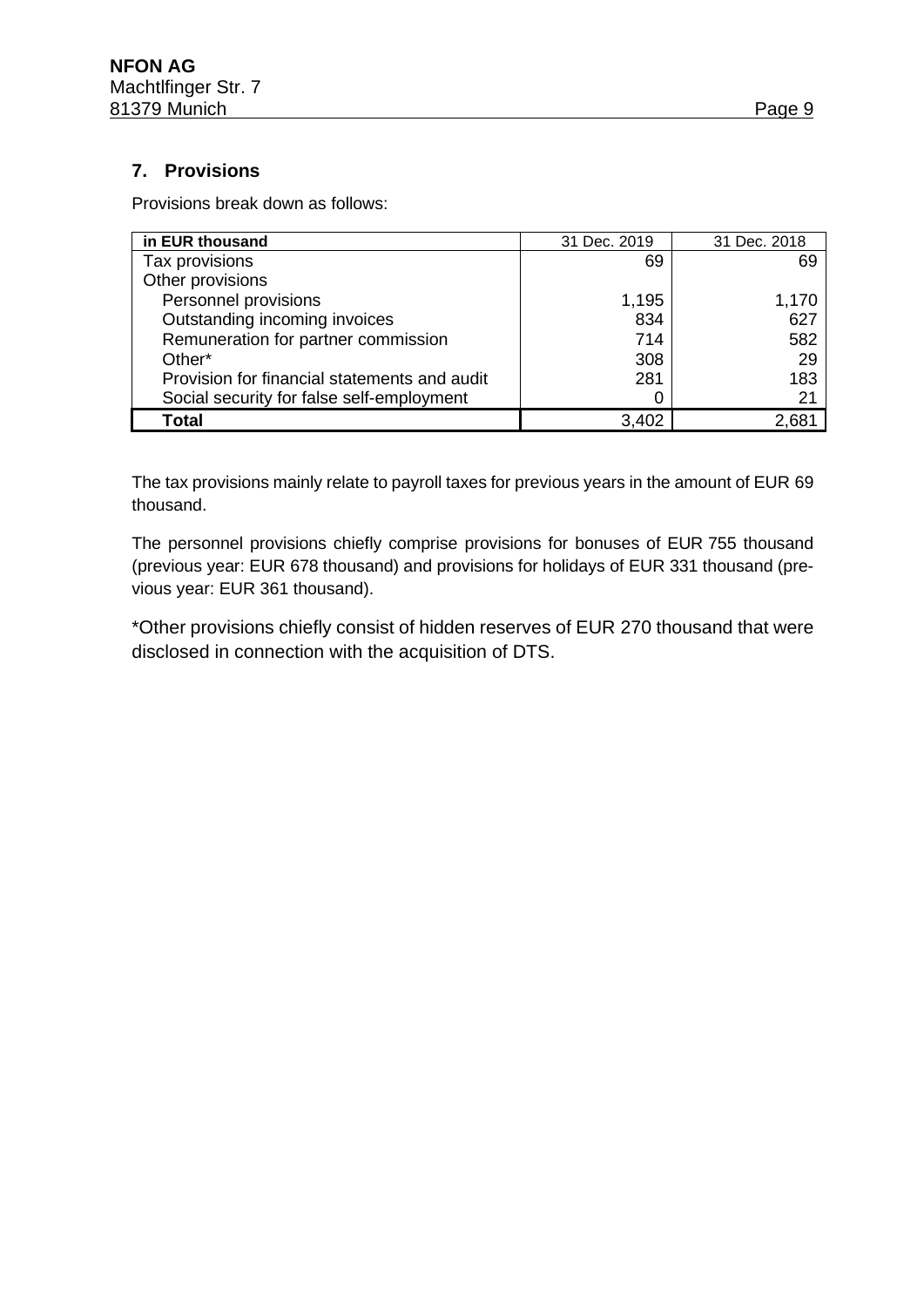## 7. Provisions

Provisions break down as follows:

| in EUR thousand | 31 Dec. 2019 | 31 Dec. 2018 |
|---|---|---|
| Tax provisions | 69 | 69 |
| Other provisions | | |
| Personnel provisions | 1,195 | 1,170 |
| Outstanding incoming invoices | 834 | 627 |
| Remuneration for partner commission | 714 | 582 |
| Other* | 308 | 29 |
| Provision for financial statements and audit | 281 | 183 |
| Social security for false self-employment | 0 | 21 |
| **Total** | 3,402 | 2,681 |

The tax provisions mainly relate to payroll taxes for previous years in the amount of EUR 69 thousand.

The personnel provisions chiefly comprise provisions for bonuses of EUR 755 thousand (previous year: EUR 678 thousand) and provisions for holidays of EUR 331 thousand (previous year: EUR 361 thousand).

*Other provisions chiefly consist of hidden reserves of EUR 270 thousand that were disclosed in connection with the acquisition of DTS.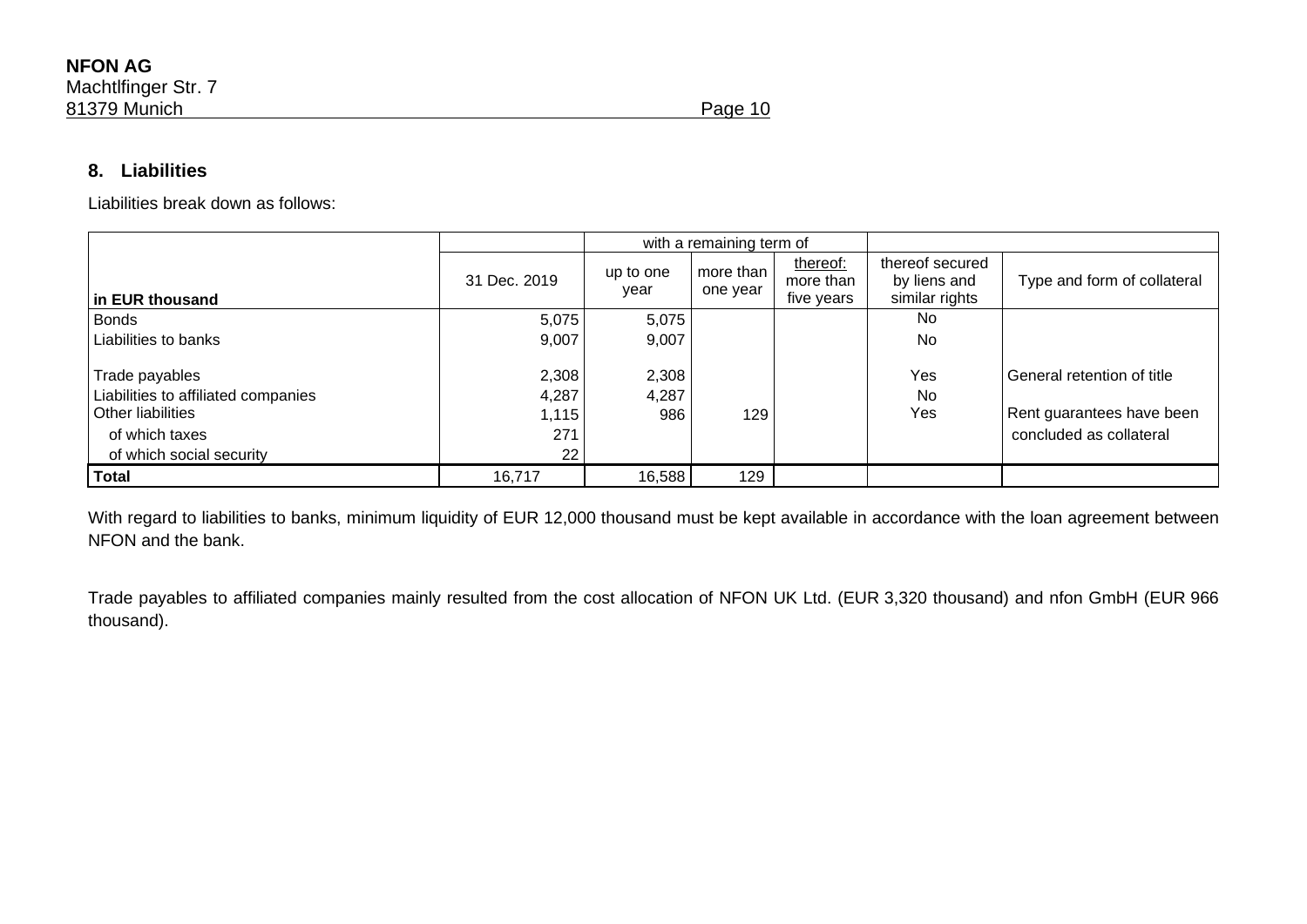## 8. Liabilities

Liabilities break down as follows:

| in EUR thousand | 31 Dec. 2019 | with a remaining term of up to one year | more than one year | thereof: more than five years | thereof secured by liens and similar rights | Type and form of collateral |
|---|---|---|---|---|---|---|
| Bonds | 5,075 | 5,075 | | | No | |
| Liabilities to banks | 9,007 | 9,007 | | | No | |
| Trade payables | 2,308 | 2,308 | | | Yes | General retention of title |
| Liabilities to affiliated companies | 4,287 | 4,287 | | | No | |
| Other liabilities | 1,115 | 986 | 129 | | Yes | Rent guarantees have been concluded as collateral |
| of which taxes | 271 | | | | | |
| of which social security | 22 | | | | | |
| **Total** | 16,717 | 16,588 | 129 | | | |

With regard to liabilities to banks, minimum liquidity of EUR 12,000 thousand must be kept available in accordance with the loan agreement between NFON and the bank.

Trade payables to affiliated companies mainly resulted from the cost allocation of NFON UK Ltd. (EUR 3,320 thousand) and nfon GmbH (EUR 966 thousand).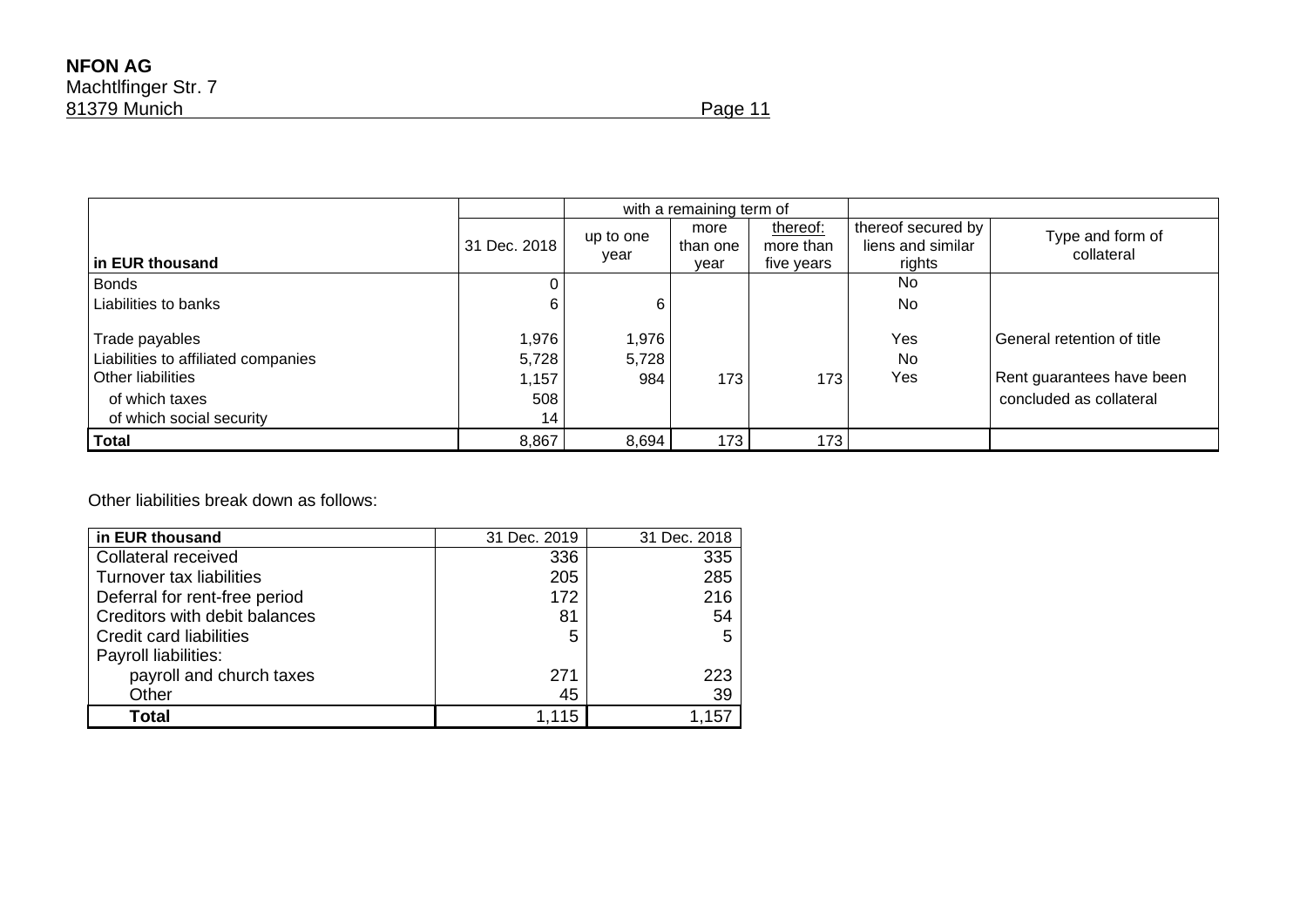| in EUR thousand | 31 Dec. 2018 | with a remaining term of up to one year | more than one year | thereof: more than five years | thereof secured by liens and similar rights | Type and form of collateral |
|---|---|---|---|---|---|---|
| Bonds | 0 | | | | No | |
| Liabilities to banks | 6 | 6 | | | No | |
| Trade payables | 1,976 | 1,976 | | | Yes | General retention of title |
| Liabilities to affiliated companies | 5,728 | 5,728 | | | No | |
| Other liabilities | 1,157 | 984 | 173 | 173 | Yes | Rent guarantees have been concluded as collateral |
| of which taxes | 508 | | | | | |
| of which social security | 14 | | | | | |
| **Total** | 8,867 | 8,694 | 173 | 173 | | |

Other liabilities break down as follows:

| in EUR thousand | 31 Dec. 2019 | 31 Dec. 2018 |
|---|---|---|
| Collateral received | 336 | 335 |
| Turnover tax liabilities | 205 | 285 |
| Deferral for rent-free period | 172 | 216 |
| Creditors with debit balances | 81 | 54 |
| Credit card liabilities | 5 | 5 |
| Payroll liabilities: | | |
| payroll and church taxes | 271 | 223 |
| Other | 45 | 39 |
| **Total** | 1,115 | 1,157 |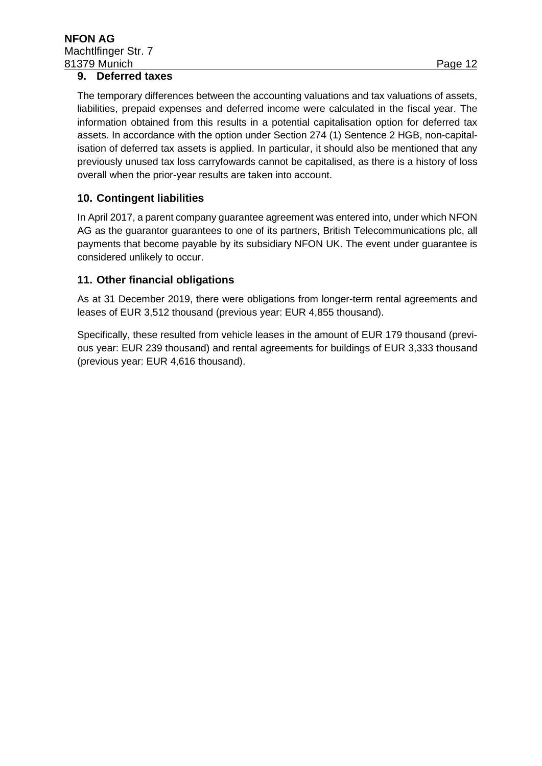## 9. Deferred taxes

The temporary differences between the accounting valuations and tax valuations of assets, liabilities, prepaid expenses and deferred income were calculated in the fiscal year. The information obtained from this results in a potential capitalisation option for deferred tax assets. In accordance with the option under Section 274 (1) Sentence 2 HGB, non-capitalisation of deferred tax assets is applied. In particular, it should also be mentioned that any previously unused tax loss carryfowards cannot be capitalised, as there is a history of loss overall when the prior-year results are taken into account.

## 10. Contingent liabilities

In April 2017, a parent company guarantee agreement was entered into, under which NFON AG as the guarantor guarantees to one of its partners, British Telecommunications plc, all payments that become payable by its subsidiary NFON UK. The event under guarantee is considered unlikely to occur.

## 11. Other financial obligations

As at 31 December 2019, there were obligations from longer-term rental agreements and leases of EUR 3,512 thousand (previous year: EUR 4,855 thousand).

Specifically, these resulted from vehicle leases in the amount of EUR 179 thousand (previous year: EUR 239 thousand) and rental agreements for buildings of EUR 3,333 thousand (previous year: EUR 4,616 thousand).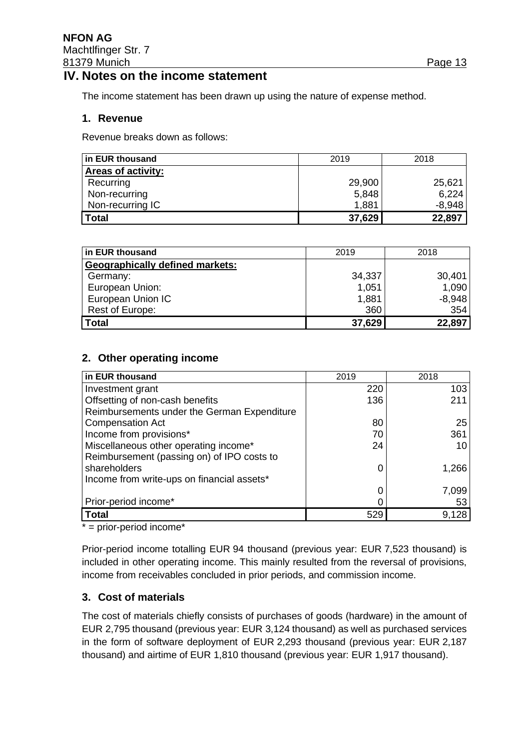## IV. Notes on the income statement

The income statement has been drawn up using the nature of expense method.

### 1. Revenue

Revenue breaks down as follows:

| in EUR thousand | 2019 | 2018 |
|---|---|---|
| **Areas of activity:** | | |
| Recurring | 29,900 | 25,621 |
| Non-recurring | 5,848 | 6,224 |
| Non-recurring IC | 1,881 | -8,948 |
| **Total** | **37,629** | **22,897** |

| in EUR thousand | 2019 | 2018 |
|---|---|---|
| **Geographically defined markets:** | | |
| Germany: | 34,337 | 30,401 |
| European Union: | 1,051 | 1,090 |
| European Union IC | 1,881 | -8,948 |
| Rest of Europe: | 360 | 354 |
| **Total** | **37,629** | **22,897** |

### 2. Other operating income

| in EUR thousand | 2019 | 2018 |
|---|---|---|
| Investment grant | 220 | 103 |
| Offsetting of non-cash benefits | 136 | 211 |
| Reimbursements under the German Expenditure Compensation Act | 80 | 25 |
| Income from provisions* | 70 | 361 |
| Miscellaneous other operating income* | 24 | 10 |
| Reimbursement (passing on) of IPO costs to shareholders | 0 | 1,266 |
| Income from write-ups on financial assets* | 0 | 7,099 |
| Prior-period income* | 0 | 53 |
| **Total** | 529 | 9,128 |

* = prior-period income*

Prior-period income totalling EUR 94 thousand (previous year: EUR 7,523 thousand) is included in other operating income. This mainly resulted from the reversal of provisions, income from receivables concluded in prior periods, and commission income.

### 3. Cost of materials

The cost of materials chiefly consists of purchases of goods (hardware) in the amount of EUR 2,795 thousand (previous year: EUR 3,124 thousand) as well as purchased services in the form of software deployment of EUR 2,293 thousand (previous year: EUR 2,187 thousand) and airtime of EUR 1,810 thousand (previous year: EUR 1,917 thousand).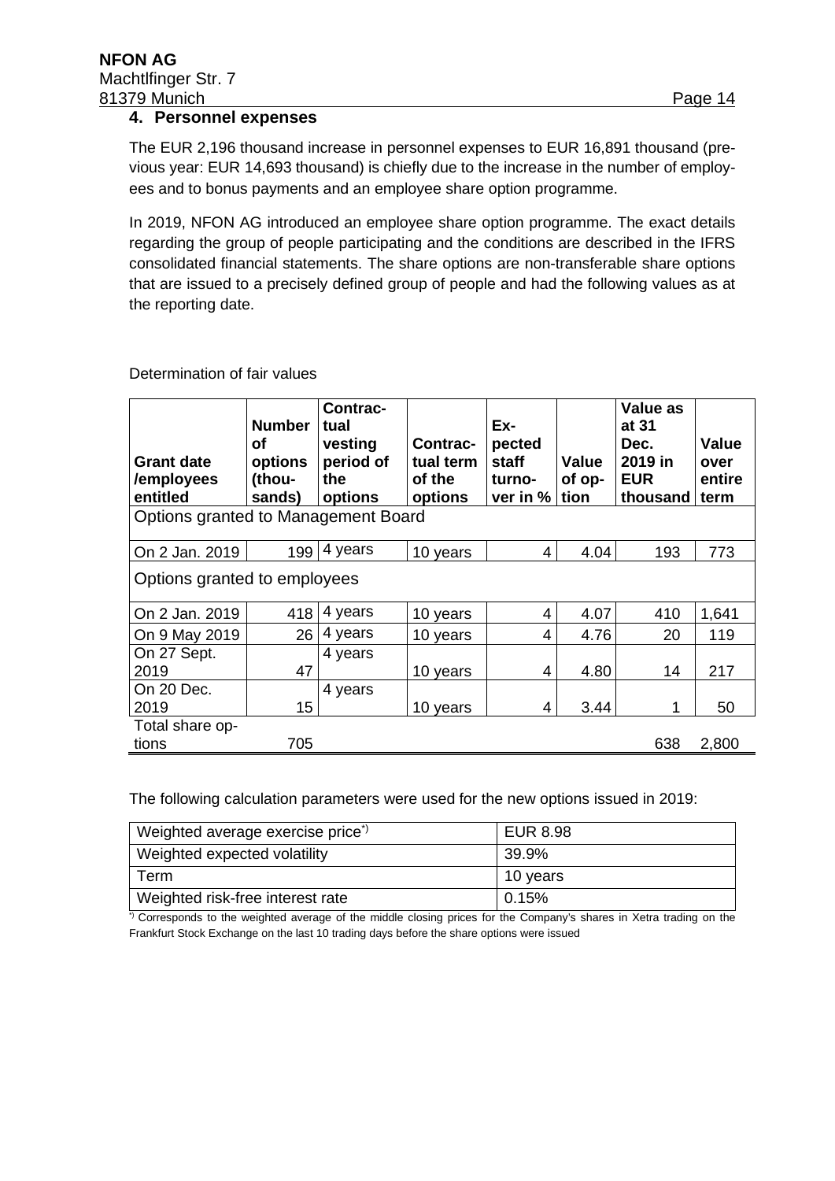## 4. Personnel expenses

The EUR 2,196 thousand increase in personnel expenses to EUR 16,891 thousand (previous year: EUR 14,693 thousand) is chiefly due to the increase in the number of employees and to bonus payments and an employee share option programme.

In 2019, NFON AG introduced an employee share option programme. The exact details regarding the group of people participating and the conditions are described in the IFRS consolidated financial statements. The share options are non-transferable share options that are issued to a precisely defined group of people and had the following values as at the reporting date.

Determination of fair values

| Grant date /employees entitled | Number of options (thousands) | Contractual vesting period of the options | Contractual term of the options | Expected staff turnover in % | Value of option | Value as at 31 Dec. 2019 in EUR thousand | Value over entire term |
|---|---|---|---|---|---|---|---|
| Options granted to Management Board | | | | | | | |
| On 2 Jan. 2019 | 199 | 4 years | 10 years | 4 | 4.04 | 193 | 773 |
| Options granted to employees | | | | | | | |
| On 2 Jan. 2019 | 418 | 4 years | 10 years | 4 | 4.07 | 410 | 1,641 |
| On 9 May 2019 | 26 | 4 years | 10 years | 4 | 4.76 | 20 | 119 |
| On 27 Sept. 2019 | 47 | 4 years | 10 years | 4 | 4.80 | 14 | 217 |
| On 20 Dec. 2019 | 15 | 4 years | 10 years | 4 | 3.44 | 1 | 50 |
| Total share options | 705 | | | | | 638 | 2,800 |

The following calculation parameters were used for the new options issued in 2019:

| | |
|---|---|
| Weighted average exercise price*) | EUR 8.98 |
| Weighted expected volatility | 39.9% |
| Term | 10 years |
| Weighted risk-free interest rate | 0.15% |

*) Corresponds to the weighted average of the middle closing prices for the Company's shares in Xetra trading on the Frankfurt Stock Exchange on the last 10 trading days before the share options were issued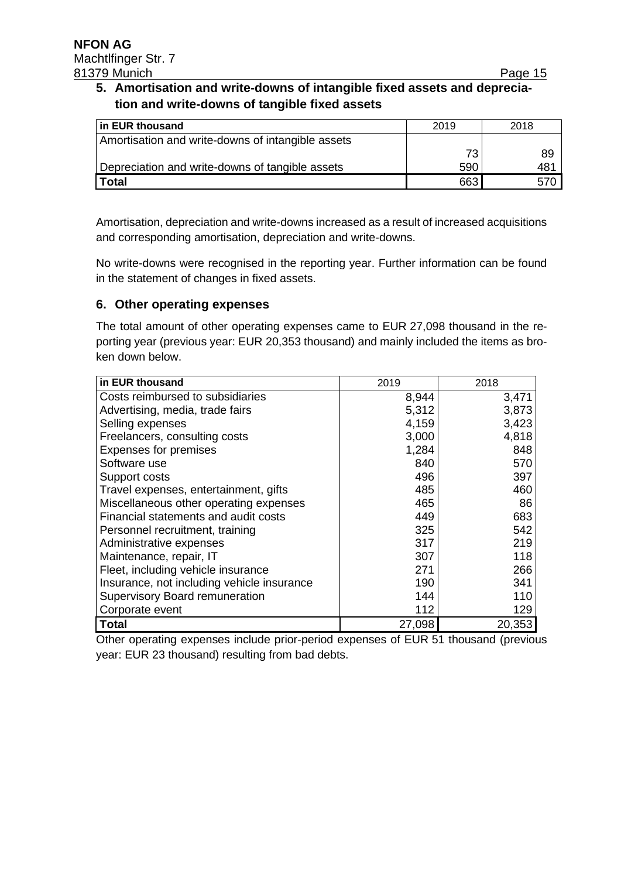## 5. Amortisation and write-downs of intangible fixed assets and depreciation and write-downs of tangible fixed assets

| in EUR thousand | 2019 | 2018 |
|---|---|---|
| Amortisation and write-downs of intangible assets | 73 | 89 |
| Depreciation and write-downs of tangible assets | 590 | 481 |
| **Total** | 663 | 570 |

Amortisation, depreciation and write-downs increased as a result of increased acquisitions and corresponding amortisation, depreciation and write-downs.

No write-downs were recognised in the reporting year. Further information can be found in the statement of changes in fixed assets.

## 6. Other operating expenses

The total amount of other operating expenses came to EUR 27,098 thousand in the reporting year (previous year: EUR 20,353 thousand) and mainly included the items as broken down below.

| in EUR thousand | 2019 | 2018 |
|---|---|---|
| Costs reimbursed to subsidiaries | 8,944 | 3,471 |
| Advertising, media, trade fairs | 5,312 | 3,873 |
| Selling expenses | 4,159 | 3,423 |
| Freelancers, consulting costs | 3,000 | 4,818 |
| Expenses for premises | 1,284 | 848 |
| Software use | 840 | 570 |
| Support costs | 496 | 397 |
| Travel expenses, entertainment, gifts | 485 | 460 |
| Miscellaneous other operating expenses | 465 | 86 |
| Financial statements and audit costs | 449 | 683 |
| Personnel recruitment, training | 325 | 542 |
| Administrative expenses | 317 | 219 |
| Maintenance, repair, IT | 307 | 118 |
| Fleet, including vehicle insurance | 271 | 266 |
| Insurance, not including vehicle insurance | 190 | 341 |
| Supervisory Board remuneration | 144 | 110 |
| Corporate event | 112 | 129 |
| **Total** | 27,098 | 20,353 |

Other operating expenses include prior-period expenses of EUR 51 thousand (previous year: EUR 23 thousand) resulting from bad debts.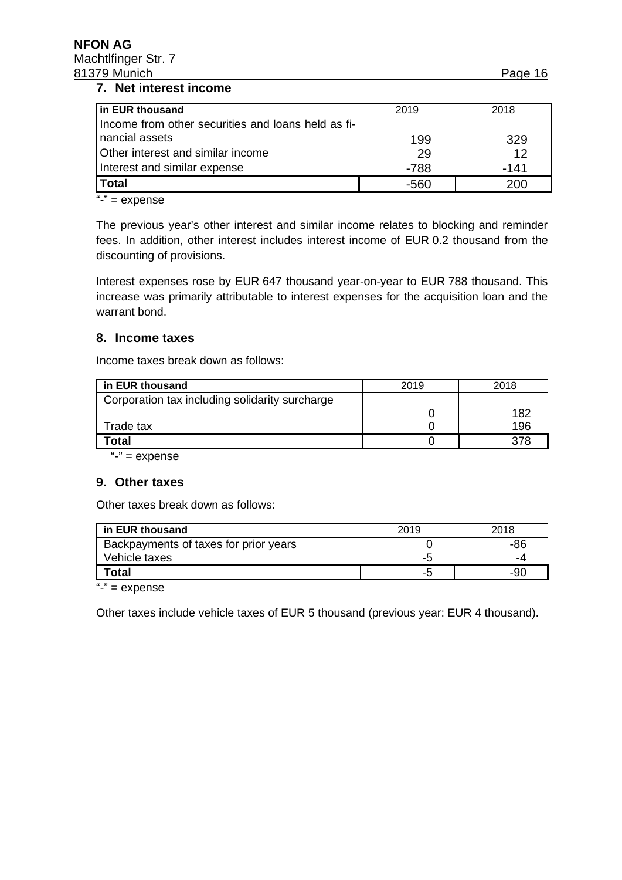## 7. Net interest income

| in EUR thousand | 2019 | 2018 |
|---|---|---|
| Income from other securities and loans held as financial assets | 199 | 329 |
| Other interest and similar income | 29 | 12 |
| Interest and similar expense | -788 | -141 |
| **Total** | -560 | 200 |

"-" = expense

The previous year's other interest and similar income relates to blocking and reminder fees. In addition, other interest includes interest income of EUR 0.2 thousand from the discounting of provisions.

Interest expenses rose by EUR 647 thousand year-on-year to EUR 788 thousand. This increase was primarily attributable to interest expenses for the acquisition loan and the warrant bond.

## 8. Income taxes

Income taxes break down as follows:

| in EUR thousand | 2019 | 2018 |
|---|---|---|
| Corporation tax including solidarity surcharge | 0 | 182 |
| Trade tax | 0 | 196 |
| **Total** | 0 | 378 |

"-" = expense

## 9. Other taxes

Other taxes break down as follows:

| in EUR thousand | 2019 | 2018 |
|---|---|---|
| Backpayments of taxes for prior years | 0 | -86 |
| Vehicle taxes | -5 | -4 |
| **Total** | -5 | -90 |

"-" = expense

Other taxes include vehicle taxes of EUR 5 thousand (previous year: EUR 4 thousand).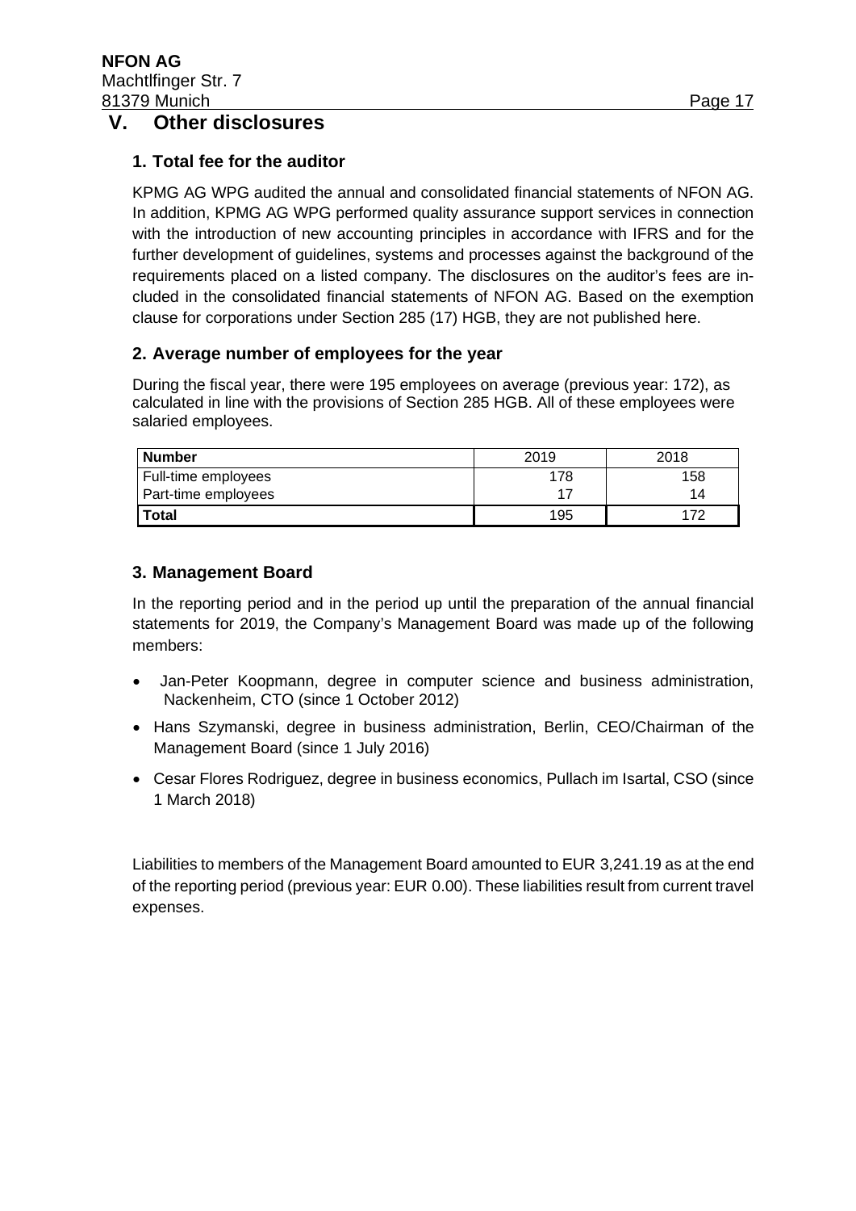# V. Other disclosures

## 1. Total fee for the auditor

KPMG AG WPG audited the annual and consolidated financial statements of NFON AG. In addition, KPMG AG WPG performed quality assurance support services in connection with the introduction of new accounting principles in accordance with IFRS and for the further development of guidelines, systems and processes against the background of the requirements placed on a listed company. The disclosures on the auditor's fees are included in the consolidated financial statements of NFON AG. Based on the exemption clause for corporations under Section 285 (17) HGB, they are not published here.

## 2. Average number of employees for the year

During the fiscal year, there were 195 employees on average (previous year: 172), as calculated in line with the provisions of Section 285 HGB. All of these employees were salaried employees.

| Number | 2019 | 2018 |
|---|---|---|
| Full-time employees | 178 | 158 |
| Part-time employees | 17 | 14 |
| **Total** | 195 | 172 |

## 3. Management Board

In the reporting period and in the period up until the preparation of the annual financial statements for 2019, the Company's Management Board was made up of the following members:

- Jan-Peter Koopmann, degree in computer science and business administration, Nackenheim, CTO (since 1 October 2012)
- Hans Szymanski, degree in business administration, Berlin, CEO/Chairman of the Management Board (since 1 July 2016)
- Cesar Flores Rodriguez, degree in business economics, Pullach im Isartal, CSO (since 1 March 2018)

Liabilities to members of the Management Board amounted to EUR 3,241.19 as at the end of the reporting period (previous year: EUR 0.00). These liabilities result from current travel expenses.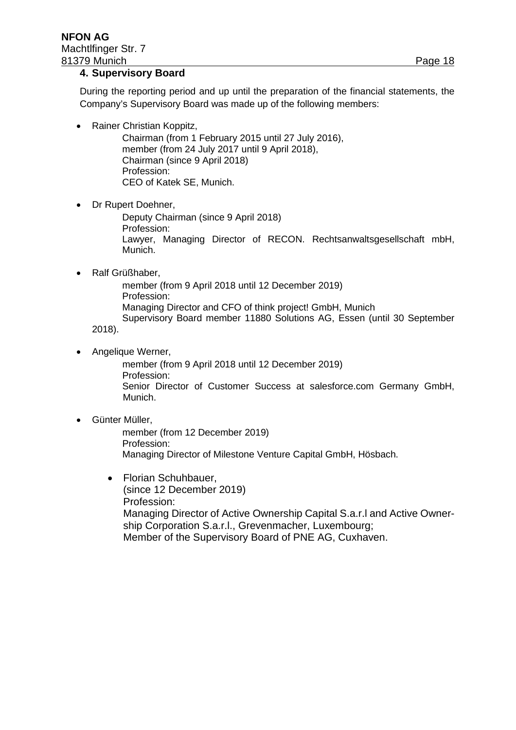## 4. Supervisory Board

During the reporting period and up until the preparation of the financial statements, the Company's Supervisory Board was made up of the following members:

- Rainer Christian Koppitz,
  Chairman (from 1 February 2015 until 27 July 2016),
  member (from 24 July 2017 until 9 April 2018),
  Chairman (since 9 April 2018)
  Profession:
  CEO of Katek SE, Munich.

- Dr Rupert Doehner,
  Deputy Chairman (since 9 April 2018)
  Profession:
  Lawyer, Managing Director of RECON. Rechtsanwaltsgesellschaft mbH, Munich.

- Ralf Grüßhaber,
  member (from 9 April 2018 until 12 December 2019)
  Profession:
  Managing Director and CFO of think project! GmbH, Munich
  Supervisory Board member 11880 Solutions AG, Essen (until 30 September 2018).

- Angelique Werner,
  member (from 9 April 2018 until 12 December 2019)
  Profession:
  Senior Director of Customer Success at salesforce.com Germany GmbH, Munich.

- Günter Müller,
  member (from 12 December 2019)
  Profession:
  Managing Director of Milestone Venture Capital GmbH, Hösbach.

- Florian Schuhbauer,
  (since 12 December 2019)
  Profession:
  Managing Director of Active Ownership Capital S.a.r.l and Active Ownership Corporation S.a.r.l., Grevenmacher, Luxembourg;
  Member of the Supervisory Board of PNE AG, Cuxhaven.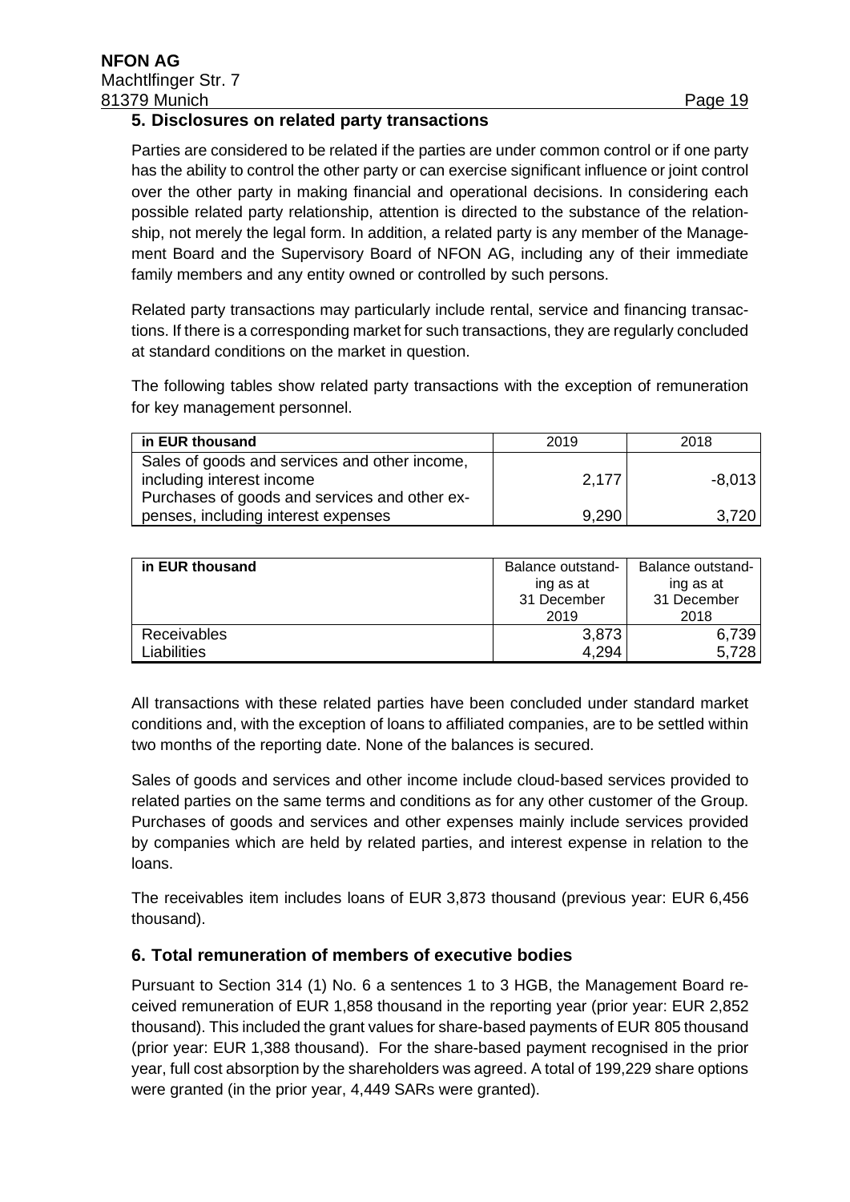## 5. Disclosures on related party transactions

Parties are considered to be related if the parties are under common control or if one party has the ability to control the other party or can exercise significant influence or joint control over the other party in making financial and operational decisions. In considering each possible related party relationship, attention is directed to the substance of the relationship, not merely the legal form. In addition, a related party is any member of the Management Board and the Supervisory Board of NFON AG, including any of their immediate family members and any entity owned or controlled by such persons.

Related party transactions may particularly include rental, service and financing transactions. If there is a corresponding market for such transactions, they are regularly concluded at standard conditions on the market in question.

The following tables show related party transactions with the exception of remuneration for key management personnel.

| in EUR thousand | 2019 | 2018 |
|---|---|---|
| Sales of goods and services and other income, including interest income | 2,177 | -8,013 |
| Purchases of goods and services and other expenses, including interest expenses | 9,290 | 3,720 |

| in EUR thousand | Balance outstanding as at 31 December 2019 | Balance outstanding as at 31 December 2018 |
|---|---|---|
| Receivables | 3,873 | 6,739 |
| Liabilities | 4,294 | 5,728 |

All transactions with these related parties have been concluded under standard market conditions and, with the exception of loans to affiliated companies, are to be settled within two months of the reporting date. None of the balances is secured.

Sales of goods and services and other income include cloud-based services provided to related parties on the same terms and conditions as for any other customer of the Group. Purchases of goods and services and other expenses mainly include services provided by companies which are held by related parties, and interest expense in relation to the loans.

The receivables item includes loans of EUR 3,873 thousand (previous year: EUR 6,456 thousand).

## 6. Total remuneration of members of executive bodies

Pursuant to Section 314 (1) No. 6 a sentences 1 to 3 HGB, the Management Board received remuneration of EUR 1,858 thousand in the reporting year (prior year: EUR 2,852 thousand). This included the grant values for share-based payments of EUR 805 thousand (prior year: EUR 1,388 thousand). For the share-based payment recognised in the prior year, full cost absorption by the shareholders was agreed. A total of 199,229 share options were granted (in the prior year, 4,449 SARs were granted).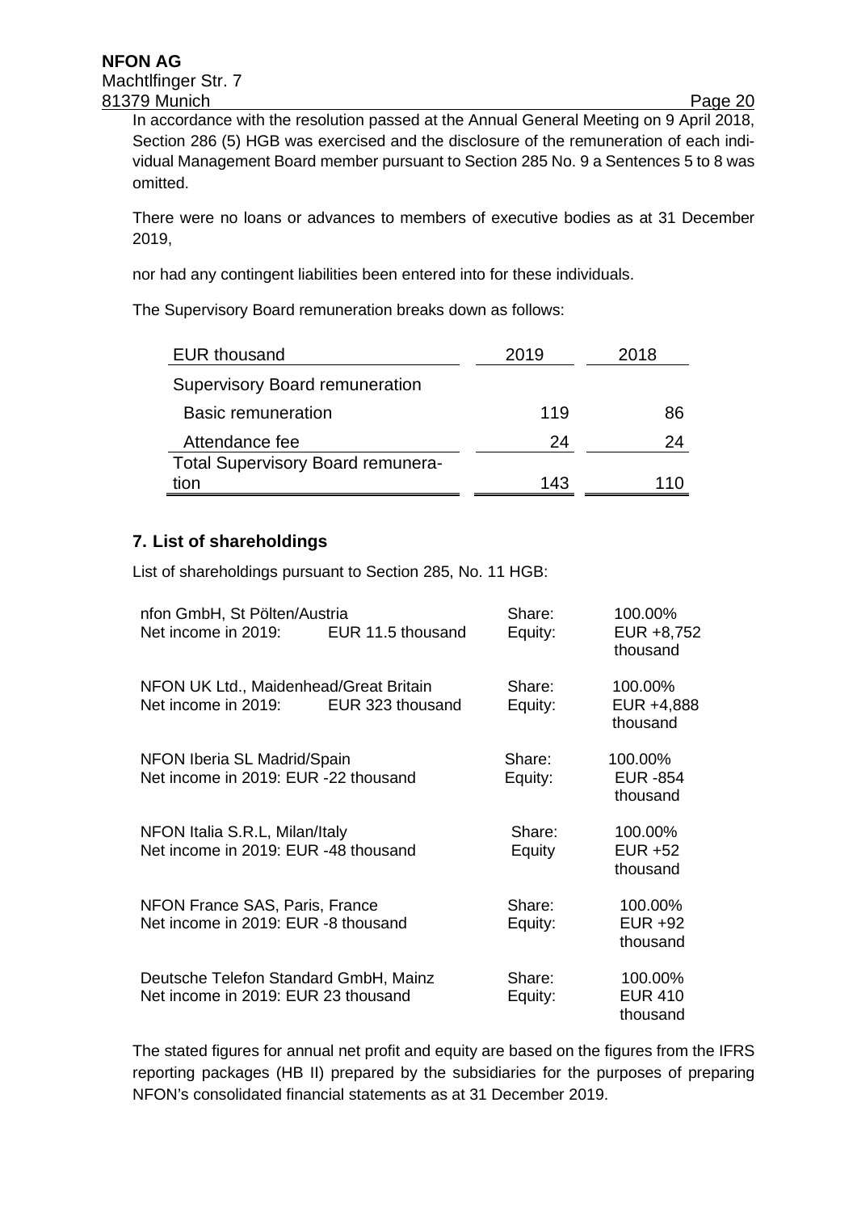In accordance with the resolution passed at the Annual General Meeting on 9 April 2018, Section 286 (5) HGB was exercised and the disclosure of the remuneration of each individual Management Board member pursuant to Section 285 No. 9 a Sentences 5 to 8 was omitted.

There were no loans or advances to members of executive bodies as at 31 December 2019,

nor had any contingent liabilities been entered into for these individuals.

The Supervisory Board remuneration breaks down as follows:

| EUR thousand | 2019 | 2018 |
|---|---|---|
| Supervisory Board remuneration | | |
| Basic remuneration | 119 | 86 |
| Attendance fee | 24 | 24 |
| Total Supervisory Board remuneration | 143 | 110 |

## 7. List of shareholdings

List of shareholdings pursuant to Section 285, No. 11 HGB:

| Company | | | |
|---|---|---|---|
| nfon GmbH, St Pölten/Austria<br>Net income in 2019: EUR 11.5 thousand | Share:<br>Equity: | 100.00%<br>EUR +8,752 thousand |
| NFON UK Ltd., Maidenhead/Great Britain<br>Net income in 2019: EUR 323 thousand | Share:<br>Equity: | 100.00%<br>EUR +4,888 thousand |
| NFON Iberia SL Madrid/Spain<br>Net income in 2019: EUR -22 thousand | Share:<br>Equity: | 100.00%<br>EUR -854 thousand |
| NFON Italia S.R.L, Milan/Italy<br>Net income in 2019: EUR -48 thousand | Share:<br>Equity | 100.00%<br>EUR +52 thousand |
| NFON France SAS, Paris, France<br>Net income in 2019: EUR -8 thousand | Share:<br>Equity: | 100.00%<br>EUR +92 thousand |
| Deutsche Telefon Standard GmbH, Mainz<br>Net income in 2019: EUR 23 thousand | Share:<br>Equity: | 100.00%<br>EUR 410 thousand |

The stated figures for annual net profit and equity are based on the figures from the IFRS reporting packages (HB II) prepared by the subsidiaries for the purposes of preparing NFON's consolidated financial statements as at 31 December 2019.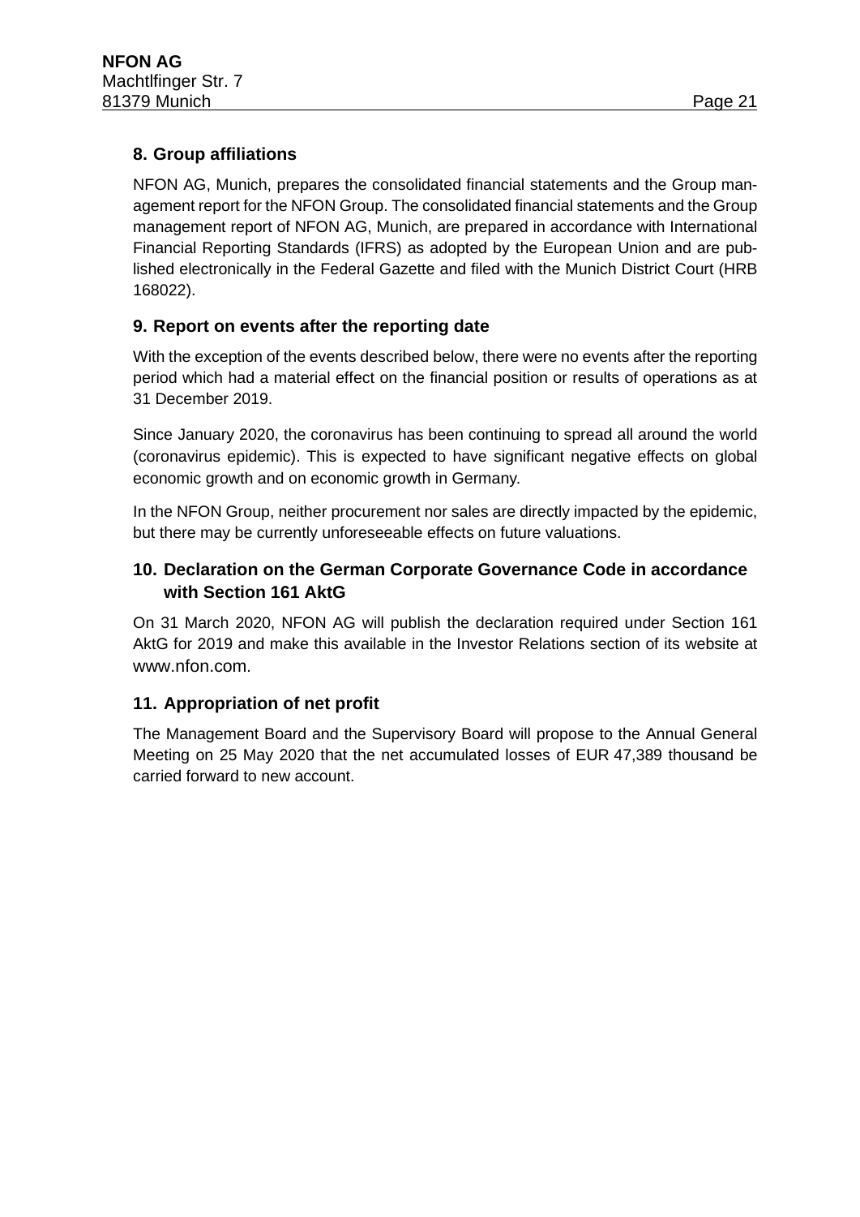## 8. Group affiliations

NFON AG, Munich, prepares the consolidated financial statements and the Group management report for the NFON Group. The consolidated financial statements and the Group management report of NFON AG, Munich, are prepared in accordance with International Financial Reporting Standards (IFRS) as adopted by the European Union and are published electronically in the Federal Gazette and filed with the Munich District Court (HRB 168022).

## 9. Report on events after the reporting date

With the exception of the events described below, there were no events after the reporting period which had a material effect on the financial position or results of operations as at 31 December 2019.

Since January 2020, the coronavirus has been continuing to spread all around the world (coronavirus epidemic). This is expected to have significant negative effects on global economic growth and on economic growth in Germany.

In the NFON Group, neither procurement nor sales are directly impacted by the epidemic, but there may be currently unforeseeable effects on future valuations.

## 10. Declaration on the German Corporate Governance Code in accordance with Section 161 AktG

On 31 March 2020, NFON AG will publish the declaration required under Section 161 AktG for 2019 and make this available in the Investor Relations section of its website at www.nfon.com.

## 11. Appropriation of net profit

The Management Board and the Supervisory Board will propose to the Annual General Meeting on 25 May 2020 that the net accumulated losses of EUR 47,389 thousand be carried forward to new account.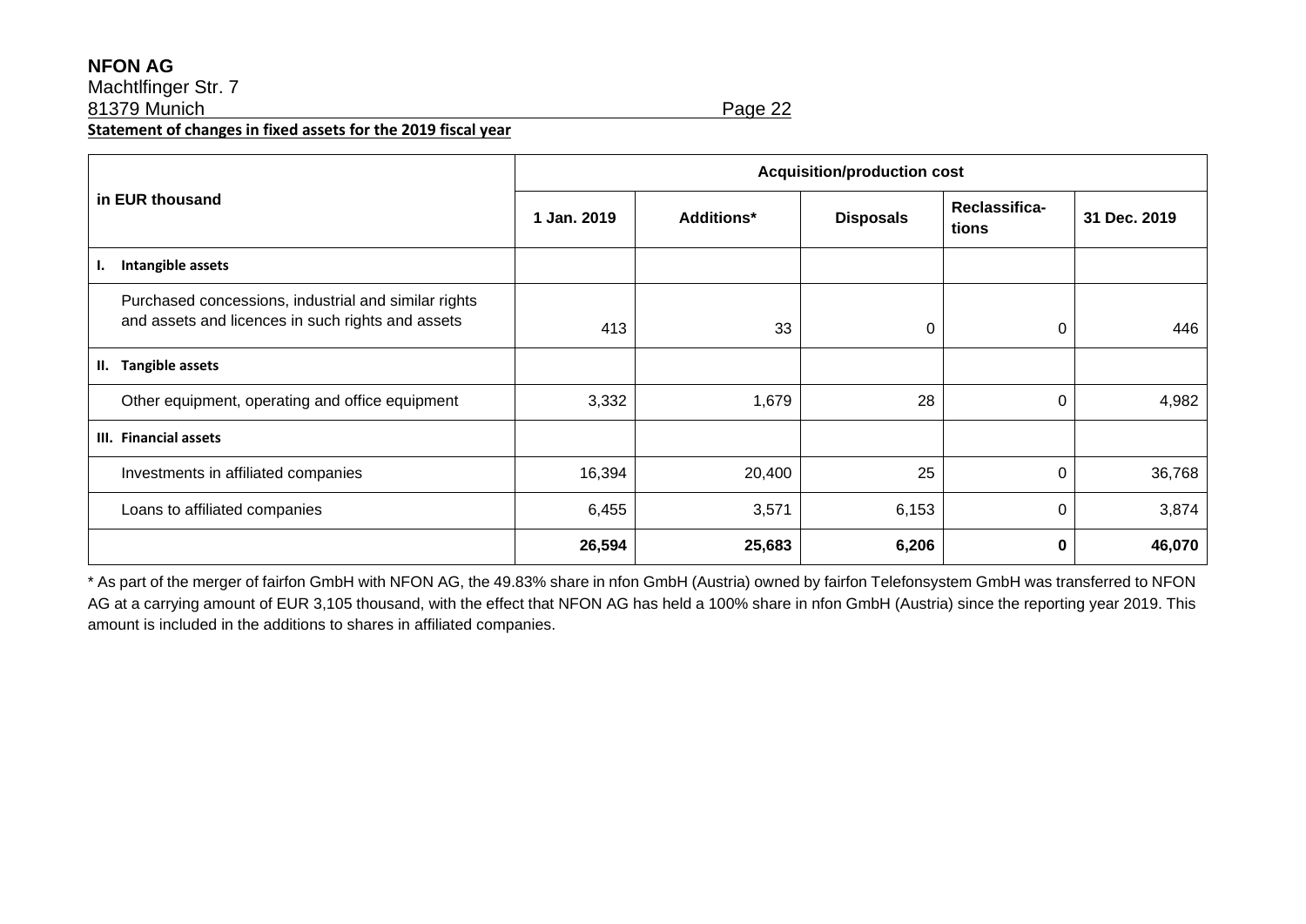**NFON AG**
Machtlfinger Str. 7
81379 Munich

**Statement of changes in fixed assets for the 2019 fiscal year**

| in EUR thousand | Acquisition/production cost | | | | |
|---|---|---|---|---|---|
| | 1 Jan. 2019 | Additions* | Disposals | Reclassifica-tions | 31 Dec. 2019 |
| **I. Intangible assets** | | | | | |
| Purchased concessions, industrial and similar rights and assets and licences in such rights and assets | 413 | 33 | 0 | 0 | 446 |
| **II. Tangible assets** | | | | | |
| Other equipment, operating and office equipment | 3,332 | 1,679 | 28 | 0 | 4,982 |
| **III. Financial assets** | | | | | |
| Investments in affiliated companies | 16,394 | 20,400 | 25 | 0 | 36,768 |
| Loans to affiliated companies | 6,455 | 3,571 | 6,153 | 0 | 3,874 |
| | **26,594** | **25,683** | **6,206** | **0** | **46,070** |

* As part of the merger of fairfon GmbH with NFON AG, the 49.83% share in nfon GmbH (Austria) owned by fairfon Telefonsystem GmbH was transferred to NFON AG at a carrying amount of EUR 3,105 thousand, with the effect that NFON AG has held a 100% share in nfon GmbH (Austria) since the reporting year 2019. This amount is included in the additions to shares in affiliated companies.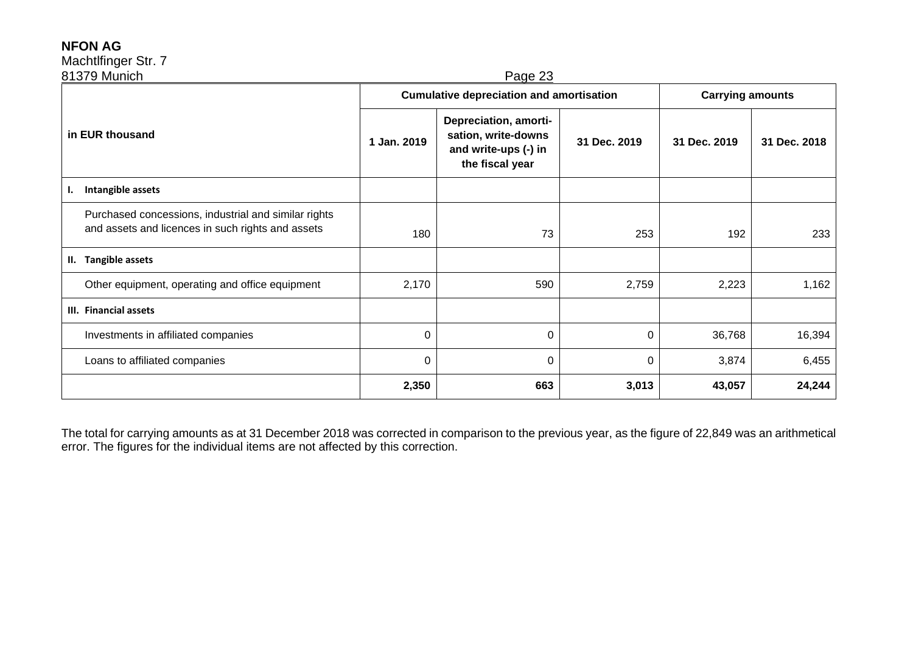**NFON AG**
Machtlfinger Str. 7
81379 Munich

| in EUR thousand | Cumulative depreciation and amortisation | | | Carrying amounts | |
|---|---|---|---|---|---|
| | 1 Jan. 2019 | Depreciation, amortisation, write-downs and write-ups (-) in the fiscal year | 31 Dec. 2019 | 31 Dec. 2019 | 31 Dec. 2018 |
| **I. Intangible assets** | | | | | |
| Purchased concessions, industrial and similar rights and assets and licences in such rights and assets | 180 | 73 | 253 | 192 | 233 |
| **II. Tangible assets** | | | | | |
| Other equipment, operating and office equipment | 2,170 | 590 | 2,759 | 2,223 | 1,162 |
| **III. Financial assets** | | | | | |
| Investments in affiliated companies | 0 | 0 | 0 | 36,768 | 16,394 |
| Loans to affiliated companies | 0 | 0 | 0 | 3,874 | 6,455 |
| | **2,350** | **663** | **3,013** | **43,057** | **24,244** |

The total for carrying amounts as at 31 December 2018 was corrected in comparison to the previous year, as the figure of 22,849 was an arithmetical error. The figures for the individual items are not affected by this correction.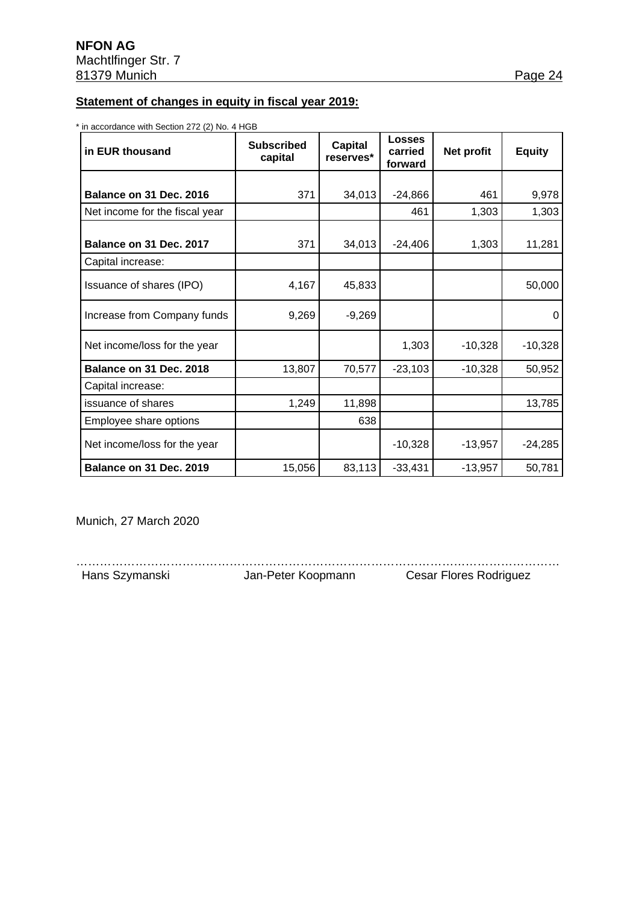**NFON AG**
Machtlfinger Str. 7
81379 Munich

## Statement of changes in equity in fiscal year 2019:

* in accordance with Section 272 (2) No. 4 HGB

| in EUR thousand | Subscribed capital | Capital reserves* | Losses carried forward | Net profit | Equity |
|---|---|---|---|---|---|
| **Balance on 31 Dec. 2016** | 371 | 34,013 | -24,866 | 461 | 9,978 |
| Net income for the fiscal year | | | 461 | 1,303 | 1,303 |
| **Balance on 31 Dec. 2017** | 371 | 34,013 | -24,406 | 1,303 | 11,281 |
| Capital increase: | | | | | |
| Issuance of shares (IPO) | 4,167 | 45,833 | | | 50,000 |
| Increase from Company funds | 9,269 | -9,269 | | | 0 |
| Net income/loss for the year | | | 1,303 | -10,328 | -10,328 |
| **Balance on 31 Dec. 2018** | 13,807 | 70,577 | -23,103 | -10,328 | 50,952 |
| Capital increase: | | | | | |
| issuance of shares | 1,249 | 11,898 | | | 13,785 |
| Employee share options | | 638 | | | |
| Net income/loss for the year | | | -10,328 | -13,957 | -24,285 |
| **Balance on 31 Dec. 2019** | 15,056 | 83,113 | -33,431 | -13,957 | 50,781 |

Munich, 27 March 2020

……………………………………………………………………………………………………

Hans Szymanski   Jan-Peter Koopmann   Cesar Flores Rodriguez